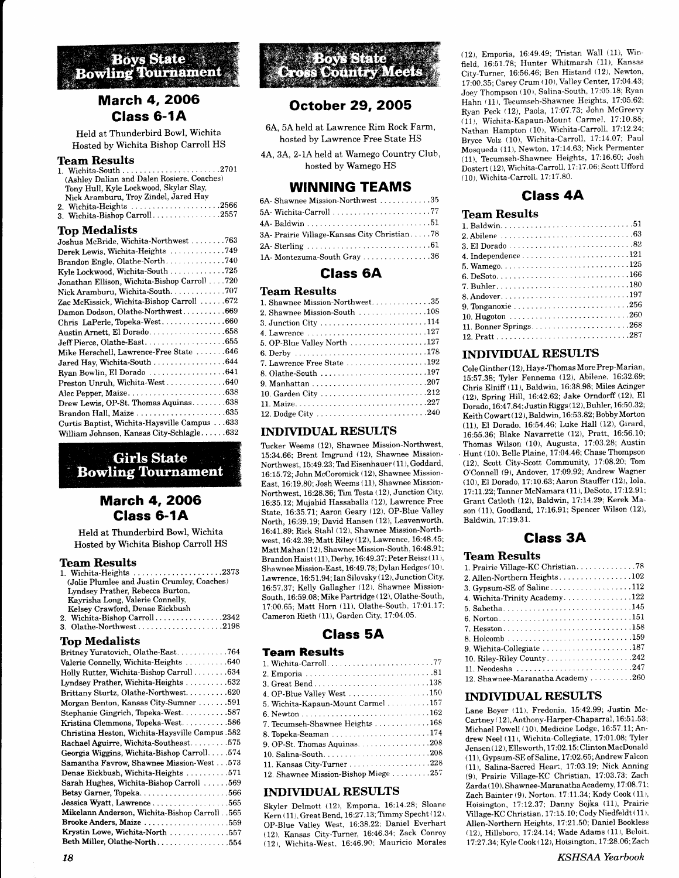## Boys State Bowling Tournament

### March 4, 2006
### Class 6-1A

Held at Thunderbird Bowl, Wichita
Hosted by Wichita Bishop Carroll HS

#### Team Results

1. Wichita-South .......................2701
(Ashley Dalian and Dalen Rosiere, Coaches)
Tony Hull, Kyle Lockwood, Skylar Slay,
Nick Aramburu, Troy Zindel, Jared Hay
2. Wichita-Heights .....................2566
3. Wichita-Bishop Carroll................2557

#### Top Medalists

Joshua McBride, Wichita-Northwest ........763
Derek Lewis, Wichita-Heights .............749
Brandon Engle, Olathe-North..............740
Kyle Lockwood, Wichita-South .............725
Jonathan Ellison, Wichita-Bishop Carroll ....720
Nick Aramburu, Wichita-South.............707
Zac McKissick, Wichita-Bishop Carroll ......672
Damon Dodson, Olathe-Northwest..........669
Chris LaPerle, Topeka-West...............660
Austin Arnett, El Dorado..................658
Jeff Pierce, Olathe-East...................655
Mike Herschell, Lawrence-Free State .......646
Jared Hay, Wichita-South .................644
Ryan Bowlin, El Dorado ..................641
Preston Unruh, Wichita-West..............640
Alec Pepper, Maize.......................638
Drew Lewis, OP-St. Thomas Aquinas........638
Brandon Hall, Maize .....................635
Curtis Baptist, Wichita-Haysville Campus ...633
William Johnson, Kansas City-Schlagle......632

## Girls State Bowling Tournament

### March 4, 2006
### Class 6-1A

Held at Thunderbird Bowl, Wichita
Hosted by Wichita Bishop Carroll HS

#### Team Results

1. Wichita-Heights .....................2373
(Jolie Plumlee and Justin Crumley, Coaches)
Lyndsey Prather, Rebecca Burton,
Kayrisha Long, Valerie Connelly,
Kelsey Crawford, Denae Eickbush
2. Wichita-Bishop Carroll................2342
3. Olathe-Northwest....................2198

#### Top Medalists

Britney Yuratovich, Olathe-East............764
Valerie Connelly, Wichita-Heights ..........640
Holly Rutter, Wichita-Bishop Carroll........634
Lyndsey Prather, Wichita-Heights ..........632
Brittany Sturtz, Olathe-Northwest..........620
Morgan Benton, Kansas City-Sumner ........591
Stephanie Gingrich, Topeka-West...........587
Kristina Clemmons, Topeka-West...........586
Christina Heston, Wichita-Haysville Campus .582
Rachael Aguirre, Wichita-Southeast.........575
Georgia Wiggins, Wichita-Bishop Carroll.....574
Samantha Favrow, Shawnee Mission-West ...573
Denae Eickbush, Wichita-Heights ..........571
Sarah Hughes, Wichita-Bishop Carroll ......569
Betsy Garner, Topeka.....................566
Jessica Wyatt, Lawrence..................565
Mikelann Anderson, Wichita-Bishop Carroll ..565
Brooke Anders, Maize ....................559
Krystin Lowe, Wichita-North ..............557
Beth Miller, Olathe-North.................554

## Boys State Cross Country Meets

### October 29, 2005

6A, 5A held at Lawrence Rim Rock Farm,
hosted by Lawrence Free State HS

4A, 3A, 2-1A held at Wamego Country Club,
hosted by Wamego HS

### WINNING TEAMS

6A- Shawnee Mission-Northwest ............35
5A- Wichita-Carroll .......................77
4A- Baldwin .............................51
3A- Prairie Village-Kansas City Christian.....78
2A- Sterling .............................61
1A- Montezuma-South Gray ................36

### Class 6A

#### Team Results

1. Shawnee Mission-Northwest..............35
2. Shawnee Mission-South ................108
3. Junction City .........................114
4. Lawrence ............................127
5. OP-Blue Valley North ..................127
6. Derby ...............................178
7. Lawrence Free State ...................192
8. Olathe-South .........................197
9. Manhattan ...........................207
10. Garden City .........................212
11. Maize...............................227
12. Dodge City ..........................240

#### INDIVIDUAL RESULTS

Tucker Weems (12), Shawnee Mission-Northwest, 15:34.66; Brent Imgrund (12), Shawnee Mission-Northwest, 15:49.23; Tad Eisenhauer (11), Goddard, 16:15.72; John McCoromick (12), Shawnee Mission-East, 16:19.80; Josh Weems (11), Shawnee Mission-Northwest, 16:28.36; Tim Testa (12), Junction City, 16:35.12; Mujahid Hassaballa (12), Lawrence Free State, 16:35.71; Aaron Geary (12), OP-Blue Valley North, 16:39.19; David Hansen (12), Leavenworth, 16:41.89; Rick Stahl (12), Shawnee Mission-Northwest, 16:42.39; Matt Riley (12), Lawrence, 16:48.45; Matt Mahan (12), Shawnee Mission-South, 16:48.91; Brandon Haist (11), Derby, 16:49.37; Peter Reisz (11), Shawnee Mission-East, 16:49.78; Dylan Hedges (10), Lawrence, 16:51.94; Ian Silovsky (12), Junction City, 16:57.37; Kelly Gallagher (12), Shawnee Mission-South, 16:59.08; Mike Partridge (12), Olathe-South, 17:00.65; Matt Horn (11), Olathe-South, 17:01.17; Cameron Rieth (11), Garden City, 17:04.05.

### Class 5A

#### Team Results

1. Wichita-Carroll.........................77
2. Emporia .............................81
3. Great Bend...........................138
4. OP-Blue Valley West ...................150
5. Wichita-Kapaun-Mount Carmel ..........157
6. Newton .............................162
7. Tecumseh-Shawnee Heights .............168
8. Topeka-Seaman .......................174
9. OP-St. Thomas Aquinas.................208
10. Salina-South.........................208
11. Kansas City-Turner ...................228
12. Shawnee Mission-Bishop Miege .........257

#### INDIVIDUAL RESULTS

Skyler Delmott (12), Emporia, 16:14.28; Sloane Kern (11), Great Bend, 16:27.13; Timmy Specht (12), OP-Blue Valley West, 16:38.22; Daniel Everhart (12), Kansas City-Turner, 16:46.34; Zack Conroy (12), Wichita-West, 16:46.90; Mauricio Morales (12), Emporia, 16:49.49; Tristan Wall (11), Winfield, 16:51.78; Hunter Whitmarsh (11), Kansas City-Turner, 16:56.46; Ben Histand (12), Newton, 17:00.35; Carey Crum (10), Valley Center, 17:04.43; Joey Thompson (10), Salina-South, 17:05.18; Ryan Hahn (11), Tecumseh-Shawnee Heights, 17:05.62; Ryan Peck (12), Paola, 17:07.73; John McGreevy (11), Wichita-Kapaun-Mount Carmel, 17:10.88; Nathan Hampton (10), Wichita-Carroll, 17:12.24; Bryce Volz (10), Wichita-Carroll, 17:14.07; Paul Mosqueda (11), Newton, 17:14.63; Nick Permenter (11), Tecumseh-Shawnee Heights, 17:16.60; Josh Dostert (12), Wichita-Carroll, 17:17.06; Scott Ufford (10), Wichita-Carroll, 17:17.80.

### Class 4A

#### Team Results

1. Baldwin..............................51
2. Abilene .............................63
3. El Dorado ...........................82
4. Independence ........................121
5. Wamego.............................125
6. DeSoto..............................166
7. Buhler..............................180
8. Andover.............................197
9. Tonganoxie ..........................256
10. Hugoton ...........................260
11. Bonner Springs......................268
12. Pratt ..............................287

#### INDIVIDUAL RESULTS

Cole Ginther (12), Hays-Thomas More Prep-Marian, 15:57.38; Tyler Fennema (12), Abilene, 16:32.69; Chris Elniff (11), Baldwin, 16:38.98; Miles Acinger (12), Spring Hill, 16:42.62; Jake Orndorff (12), El Dorado, 16:47.84; Justin Riggs (12), Buhler, 16:50.32; Keith Cowart (12), Baldwin, 16:53.82; Bobby Morton (11), El Dorado, 16:54.46; Luke Hall (12), Girard, 16:55.36; Blake Navarrette (12), Pratt, 16:56.10; Thomas Wilson (10), Augusta, 17:03.28; Austin Hunt (10), Belle Plaine, 17:04.46; Chase Thompson (12), Scott City-Scott Community, 17:08.20; Tom O'Connell (9), Andover, 17:09.92; Andrew Wagner (10), El Dorado, 17:10.63; Aaron Stauffer (12), Iola, 17:11.22; Tanner McNamara (11), DeSoto, 17:12.91; Grant Catloth (12), Baldwin, 17:14.29; Kerek Mason (11), Goodland, 17:16.91; Spencer Wilson (12), Baldwin, 17:19.31.

### Class 3A

#### Team Results

1. Prairie Village-KC Christian..............78
2. Allen-Northern Heights.................102
3. Gypsum-SE of Saline...................112
4. Wichita-Trinity Academy................122
5. Sabetha.............................145
6. Norton..............................151
7. Hesston.............................158
8. Holcomb ............................159
9. Wichita-Collegiate ....................187
10. Riley-Riley County...................242
11. Neodesha ..........................247
12. Shawnee-Maranatha Academy ..........260

#### INDIVIDUAL RESULTS

Lane Boyer (11), Fredonia, 15:42.99; Justin McCartney (12), Anthony-Harper-Chaparral, 16:51.53; Michael Powell (10), Medicine Lodge, 16:57.11; Andrew Neel (11), Wichita-Collegiate, 17:01.08; Tyler Jensen (12), Ellsworth, 17:02.15; Clinton MacDonald (11), Gypsum-SE of Saline, 17:02.65; Andrew Falcon (11), Salina-Sacred Heart, 17:03.19; Nick Anning (9), Prairie Village-KC Christian, 17:03.73; Zach Zarda (10), Shawnee-Maranatha Academy, 17:08.71; Zach Bainter (9), Norton, 17:11.34; Kody Cook (11), Hoisington, 17:12.37; Danny Sojka (11), Prairie Village-KC Christian, 17:15.10; Cody Niedfeldt (11), Allen-Northern Heights, 17:21.50; Daniel Bookless (12), Hillsboro, 17:24.14; Wade Adams (11), Beloit, 17:27.34; Kyle Cook (12), Hoisington, 17:28.06; Zach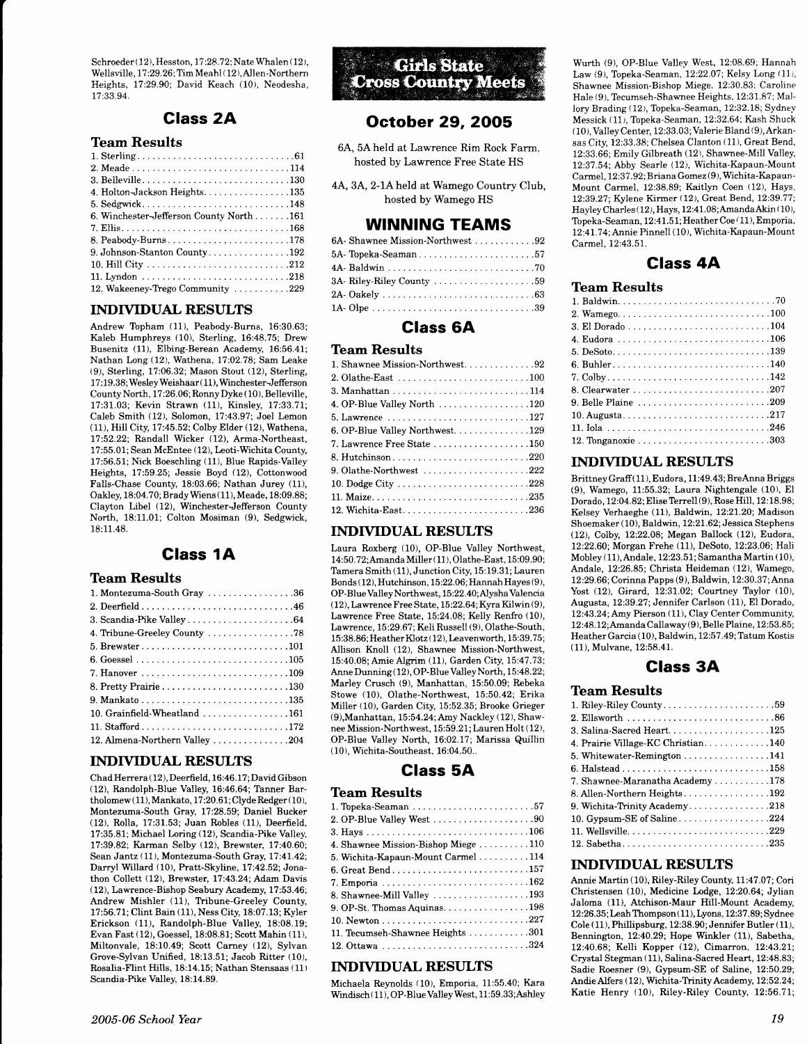Schroeder (12), Hesston, 17:28.72; Nate Whalen (12), Wellsville, 17:29.26; Tim Meahl (12), Allen-Northern Heights, 17:29.90; David Keach (10), Neodesha, 17:33.94.

## Class 2A

### Team Results

1. Sterling ... 61
2. Meade ... 114
3. Belleville ... 130
4. Holton-Jackson Heights ... 135
5. Sedgwick ... 148
6. Winchester-Jefferson County North ... 161
7. Ellis ... 168
8. Peabody-Burns ... 178
9. Johnson-Stanton County ... 192
10. Hill City ... 212
11. Lyndon ... 218
12. Wakeeney-Trego Community ... 229

### INDIVIDUAL RESULTS

Andrew Topham (11), Peabody-Burns, 16:30.63; Kaleb Humphreys (10), Sterling, 16:48.75; Drew Busenitz (11), Elbing-Berean Academy, 16:56.41; Nathan Long (12), Wathena, 17:02.78; Sam Leake (9), Sterling, 17:06.32; Mason Stout (12), Sterling, 17:19.38; Wesley Weishaar (11), Winchester-Jefferson County North, 17:26.06; Ronny Dyke (10), Belleville, 17:31.03; Kevin Strawn (11), Kinsley, 17:33.71; Caleb Smith (12), Solomon, 17:43.97; Joel Lemon (11), Hill City, 17:45.52; Colby Elder (12), Wathena, 17:52.22; Randall Wicker (12), Arma-Northeast, 17:55.01; Sean McEntee (12), Leoti-Wichita County, 17:56.51; Nick Boeschling (11), Blue Rapids-Valley Heights, 17:59.25; Jessie Boyd (12), Cottonwood Falls-Chase County, 18:03.66; Nathan Jurey (11), Oakley, 18:04.70; Brady Wiens (11), Meade, 18:09.88; Clayton Libel (12), Winchester-Jefferson County North, 18:11.01; Colton Mosiman (9), Sedgwick, 18:11.48.

## Class 1A

### Team Results

1. Montezuma-South Gray ... 36
2. Deerfield ... 46
3. Scandia-Pike Valley ... 64
4. Tribune-Greeley County ... 78
5. Brewster ... 101
6. Goessel ... 105
7. Hanover ... 109
8. Pretty Prairie ... 130
9. Mankato ... 135
10. Grainfield-Wheatland ... 161
11. Stafford ... 172
12. Almena-Northern Valley ... 204

### INDIVIDUAL RESULTS

Chad Herrera (12), Deerfield, 16:46.17; David Gibson (12), Randolph-Blue Valley, 16:46.64; Tanner Bartholomew (11), Mankato, 17:20.61; Clyde Redger (10), Montezuma-South Gray, 17:28.59; Daniel Bucker (12), Rolla, 17:31.53; Juan Robles (11), Deerfield, 17:35.81; Michael Loring (12), Scandia-Pike Valley, 17:39.82; Karman Selby (12), Brewster, 17:40.60; Sean Jantz (11), Montezuma-South Gray, 17:41.42; Darryl Willard (10), Pratt-Skyline, 17:42.52; Jonathon Collett (12), Brewster, 17:43.24; Adam Davis (12), Lawrence-Bishop Seabury Academy, 17:53.46; Andrew Mishler (11), Tribune-Greeley County, 17:56.71; Clint Bain (11), Ness City, 18:07.13; Kyler Erickson (11), Randolph-Blue Valley, 18:08.19; Evan Fast (12), Goessel, 18:08.81; Scott Mahin (11), Miltonvale, 18:10.49; Scott Carney (12), Sylvan Grove-Sylvan Unified, 18:13.51; Jacob Ritter (10), Rosalia-Flint Hills, 18:14.15; Nathan Stensaas (11) Scandia-Pike Valley, 18:14.89.

# Girls State Cross Country Meets

## October 29, 2005

6A, 5A held at Lawrence Rim Rock Farm, hosted by Lawrence Free State HS

4A, 3A, 2-1A held at Wamego Country Club, hosted by Wamego HS

## WINNING TEAMS

6A- Shawnee Mission-Northwest ... 92
5A- Topeka-Seaman ... 57
4A- Baldwin ... 70
3A- Riley-Riley County ... 59
2A- Oakely ... 63
1A- Olpe ... 39

## Class 6A

### Team Results

1. Shawnee Mission-Northwest ... 92
2. Olathe-East ... 100
3. Manhattan ... 114
4. OP-Blue Valley North ... 120
5. Lawrence ... 127
6. OP-Blue Valley Northwest ... 129
7. Lawrence Free State ... 150
8. Hutchinson ... 220
9. Olathe-Northwest ... 222
10. Dodge City ... 228
11. Maize ... 235
12. Wichita-East ... 236

### INDIVIDUAL RESULTS

Laura Roxberg (10), OP-Blue Valley Northwest, 14:50.72; Amanda Miller (11), Olathe-East, 15:09.90; Tamera Smith (11), Junction City, 15:19.31; Lauren Bonds (12), Hutchinson, 15:22.06; Hannah Hayes (9), OP-Blue Valley Northwest, 15:22.40; Alysha Valencia (12), Lawrence Free State, 15:22.64; Kyra Kilwin (9), Lawrence Free State, 15:24.08; Kelly Renfro (10), Lawrence, 15:29.67; Keli Russell (9), Olathe-South, 15:38.86; Heather Klotz (12), Leavenworth, 15:39.75; Allison Knoll (12), Shawnee Mission-Northwest, 15:40.08; Amie Algrim (11), Garden City, 15:47.73; Anne Dunning (12), OP-Blue Valley North, 15:48.22; Marley Crusch (9), Manhattan, 15:50.09; Rebeka Stowe (10), Olathe-Northwest, 15:50.42; Erika Miller (10), Garden City, 15:52.35; Brooke Grieger (9), Manhattan, 15:54.24; Amy Nackley (12), Shawnee Mission-Northwest, 15:59.21; Lauren Holt (12), OP-Blue Valley North, 16:02.17; Marissa Quillin (10), Wichita-Southeast, 16:04.50..

## Class 5A

### Team Results

1. Topeka-Seaman ... 57
2. OP-Blue Valley West ... 90
3. Hays ... 106
4. Shawnee Mission-Bishop Miege ... 110
5. Wichita-Kapaun-Mount Carmel ... 114
6. Great Bend ... 157
7. Emporia ... 162
8. Shawnee-Mill Valley ... 193
9. OP-St. Thomas Aquinas ... 198
10. Newton ... 227
11. Tecumseh-Shawnee Heights ... 301
12. Ottawa ... 324

### INDIVIDUAL RESULTS

Michaela Reynolds (10), Emporia, 11:55.40; Kara Windisch (11), OP-Blue Valley West, 11:59.33; Ashley Wurth (9), OP-Blue Valley West, 12:08.69; Hannah Law (9), Topeka-Seaman, 12:22.07; Kelsy Long (11), Shawnee Mission-Bishop Miege, 12:30.83; Caroline Hale (9), Tecumseh-Shawnee Heights, 12:31.87; Mallory Brading (12), Topeka-Seaman, 12:32.18; Sydney Messick (11), Topeka-Seaman, 12:32.64; Kash Shuck (10), Valley Center, 12:33.03; Valerie Bland (9), Arkansas City, 12:33.38; Chelsea Clanton (11), Great Bend, 12:33.66; Emily Gilbreath (12), Shawnee-Mill Valley, 12:37.54; Abby Searle (12), Wichita-Kapaun-Mount Carmel, 12:37.92; Briana Gomez (9), Wichita-Kapaun-Mount Carmel, 12:38.89; Kaitlyn Coen (12), Hays, 12:39.27; Kylene Kirmer (12), Great Bend, 12:39.77; Hayley Charles (12), Hays, 12:41.08; Amanda Akin (10), Topeka-Seaman, 12:41.51; Heather Coe (11), Emporia, 12:41.74; Annie Pinnell (10), Wichita-Kapaun-Mount Carmel, 12:43.51.

## Class 4A

### Team Results

1. Baldwin ... 70
2. Wamego ... 100
3. El Dorado ... 104
4. Eudora ... 106
5. DeSoto ... 139
6. Buhler ... 140
7. Colby ... 142
8. Clearwater ... 207
9. Belle Plaine ... 209
10. Augusta ... 217
11. Iola ... 246
12. Tonganoxie ... 303

### INDIVIDUAL RESULTS

Brittney Graff (11), Eudora, 11:49.43; BreAnna Briggs (9), Wamego, 11:55.32; Laura Nightengale (10), El Dorado, 12:04.82; Elise Terrell (9), Rose Hill, 12:18.98; Kelsey Verhaeghe (11), Baldwin, 12:21.20; Madison Shoemaker (10), Baldwin, 12:21.62; Jessica Stephens (12), Colby, 12:22.08; Megan Ballock (12), Eudora, 12:22.60; Morgan Frehe (11), DeSoto, 12:23.06; Hali Mobley (11), Andale, 12:23.51; Samantha Martin (10), Andale, 12:26.85; Christa Heideman (12), Wamego, 12:29.66; Corinna Papps (9), Baldwin, 12:30.37; Anna Yost (12), Girard, 12:31.02; Courtney Taylor (10), Augusta, 12:39.27; Jennifer Carlson (11), El Dorado, 12:43.24; Amy Pierson (11), Clay Center Community, 12:48.12; Amanda Callaway (9), Belle Plaine, 12:53.85; Heather Garcia (10), Baldwin, 12:57.49; Tatum Kostis (11), Mulvane, 12:58.41.

## Class 3A

### Team Results

1. Riley-Riley County ... 59
2. Ellsworth ... 86
3. Salina-Sacred Heart ... 125
4. Prairie Village-KC Christian ... 140
5. Whitewater-Remington ... 141
6. Halstead ... 158
7. Shawnee-Maranatha Academy ... 178
8. Allen-Northern Heights ... 192
9. Wichita-Trinity Academy ... 218
10. Gypsum-SE of Saline ... 224
11. Wellsville ... 229
12. Sabetha ... 235

### INDIVIDUAL RESULTS

Annie Martin (10), Riley-Riley County, 11:47.07; Cori Christensen (10), Medicine Lodge, 12:20.64; Jylian Jaloma (11), Atchison-Maur Hill-Mount Academy, 12:26.35; Leah Thompson (11), Lyons, 12:37.89; Sydnee Cole (11), Phillipsburg, 12:38.90; Jennifer Butler (11), Bennington, 12:40.29; Hope Winkler (11), Sabetha, 12:40.68; Kelli Kopper (12), Cimarron, 12:43.21; Crystal Stegman (11), Salina-Sacred Heart, 12:48.83; Sadie Roesner (9), Gypsum-SE of Saline, 12:50.29; Andie Alfers (12), Wichita-Trinity Academy, 12:52.24; Katie Henry (10), Riley-Riley County, 12:56.71;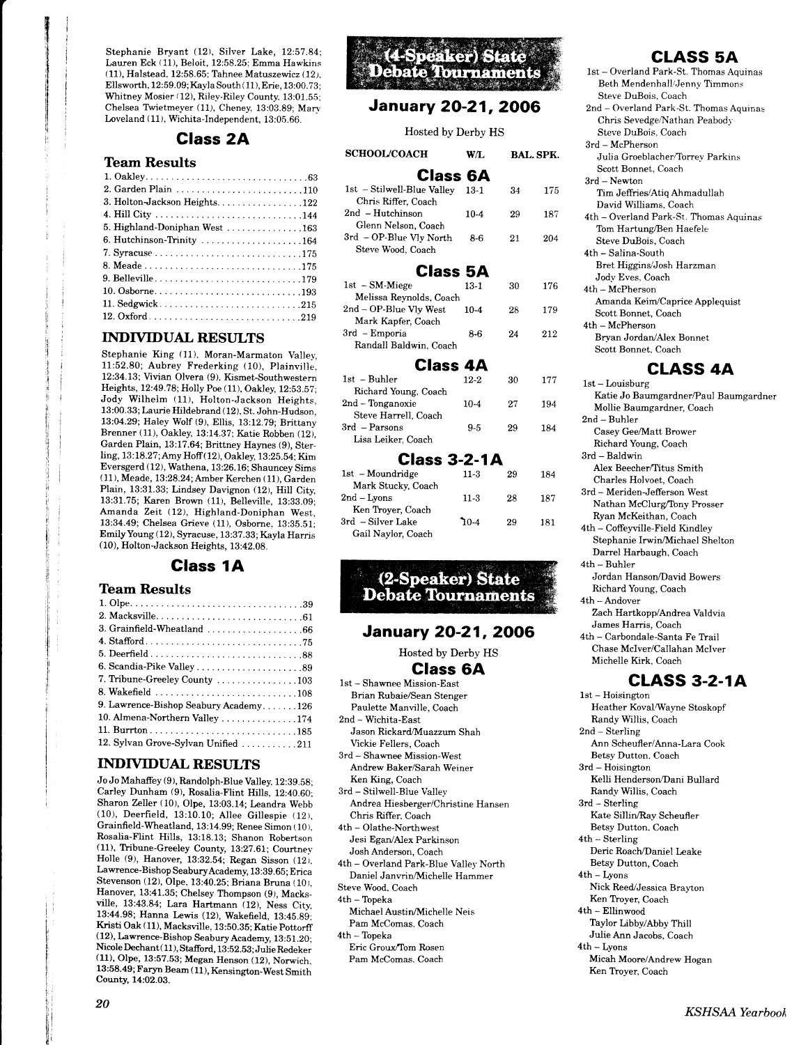Stephanie Bryant (12), Silver Lake, 12:57.84; Lauren Eck (11), Beloit, 12:58.25; Emma Hawkins (11), Halstead, 12:58.65; Tahnee Matuszewicz (12), Ellsworth, 12:59.09; Kayla South (11), Erie, 13:00.73; Whitney Mosier (12), Riley-Riley County, 13:01.55; Chelsea Twietmeyer (11), Cheney, 13:03.89; Mary Loveland (11), Wichita-Independent, 13:05.66.

## Class 2A

### Team Results

1. Oakley....63
2. Garden Plain....110
3. Holton-Jackson Heights....122
4. Hill City....144
5. Highland-Doniphan West....163
6. Hutchinson-Trinity....164
7. Syracuse....175
8. Meade....175
9. Belleville....179
10. Osborne....193
11. Sedgwick....215
12. Oxford....219

### INDIVIDUAL RESULTS

Stephanie King (11), Moran-Marmaton Valley, 11:52.80; Aubrey Frederking (10), Plainville, 12:34.13; Vivian Olvera (9), Kismet-Southwestern Heights, 12:49.78; Holly Poe (11), Oakley, 12:53.57; Jody Wilhelm (11), Holton-Jackson Heights, 13:00.33; Laurie Hildebrand (12), St. John-Hudson, 13:04.29; Haley Wolf (9), Ellis, 13:12.79; Brittany Brenner (11), Oakley, 13:14.37; Katie Robben (12), Garden Plain, 13:17.64; Brittney Haynes (9), Sterling, 13:18.27; Amy Hoff (12), Oakley, 13:25.54; Kim Eversgerd (12), Wathena, 13:26.16; Shauncey Sims (11), Meade, 13:28.24; Amber Kerchen (11), Garden Plain, 13:31.33; Lindsey Davignon (12), Hill City, 13:31.75; Karen Brown (11), Belleville, 13:33.09; Amanda Zeit (12), Highland-Doniphan West, 13:34.49; Chelsea Grieve (11), Osborne, 13:35.51; Emily Young (12), Syracuse, 13:37.33; Kayla Harris (10), Holton-Jackson Heights, 13:42.08.

## Class 1A

### Team Results

1. Olpe....39
2. Macksville....61
3. Grainfield-Wheatland....66
4. Stafford....75
5. Deerfield....88
6. Scandia-Pike Valley....89
7. Tribune-Greeley County....103
8. Wakefield....108
9. Lawrence-Bishop Seabury Academy....126
10. Almena-Northern Valley....174
11. Burrton....185
12. Sylvan Grove-Sylvan Unified....211

### INDIVIDUAL RESULTS

Jo Jo Mahaffey (9), Randolph-Blue Valley, 12:39.58; Carley Dunham (9), Rosalia-Flint Hills, 12:40.60; Sharon Zeller (10), Olpe, 13:03.14; Leandra Webb (10), Deerfield, 13:10.10; Allee Gillespie (12), Grainfield-Wheatland, 13:14.99; Renee Simon (10), Rosalia-Flint Hills, 13:18.13; Shanon Robertson (11), Tribune-Greeley County, 13:27.61; Courtney Holle (9), Hanover, 13:32.54; Regan Sisson (12), Lawrence-Bishop Seabury Academy, 13:39.65; Erica Stevenson (12), Olpe, 13:40.25; Briana Bruna (10), Hanover, 13:41.35; Chelsey Thompson (9), Macksville, 13:43.84; Lara Hartmann (12), Ness City, 13:44.98; Hanna Lewis (12), Wakefield, 13:45.89; Kristi Oak (11), Macksville, 13:50.35; Katie Pottorff (12), Lawrence-Bishop Seabury Academy, 13:51.20; Nicole Dechant (11), Stafford, 13:52.53; Julie Redeker (11), Olpe, 13:57.53; Megan Henson (12), Norwich, 13:58.49; Faryn Beam (11), Kensington-West Smith County, 14:02.03.

# (4-Speaker) State Debate Tournaments

## January 20-21, 2006

Hosted by Derby HS

| SCHOOL/COACH | W/L | BAL. | SPK. |
|---|---|---|---|
| **Class 6A** | | | |
| 1st – Stilwell-Blue Valley, Chris Riffer, Coach | 13-1 | 34 | 175 |
| 2nd – Hutchinson, Glenn Nelson, Coach | 10-4 | 29 | 187 |
| 3rd – OP-Blue Vly North, Steve Wood, Coach | 8-6 | 21 | 204 |
| **Class 5A** | | | |
| 1st – SM-Miege, Melissa Reynolds, Coach | 13-1 | 30 | 176 |
| 2nd – OP-Blue Vly West, Mark Kapfer, Coach | 10-4 | 28 | 179 |
| 3rd – Emporia, Randall Baldwin, Coach | 8-6 | 24 | 212 |
| **Class 4A** | | | |
| 1st – Buhler, Richard Young, Coach | 12-2 | 30 | 177 |
| 2nd – Tonganoxie, Steve Harrell, Coach | 10-4 | 27 | 194 |
| 3rd – Parsons, Lisa Leiker, Coach | 9-5 | 29 | 184 |
| **Class 3-2-1A** | | | |
| 1st – Moundridge, Mark Stucky, Coach | 11-3 | 29 | 184 |
| 2nd – Lyons, Ken Troyer, Coach | 11-3 | 28 | 187 |
| 3rd – Silver Lake, Gail Naylor, Coach | 10-4 | 29 | 181 |

# (2-Speaker) State Debate Tournaments

## January 20-21, 2006

Hosted by Derby HS

### Class 6A

1st – Shawnee Mission-East
Brian Rubaie/Sean Stenger
Paulette Manville, Coach

2nd – Wichita-East
Jason Rickard/Muazzum Shah
Vickie Fellers, Coach

3rd – Shawnee Mission-West
Andrew Baker/Sarah Weiner
Ken King, Coach

3rd – Stilwell-Blue Valley
Andrea Hiesberger/Christine Hansen
Chris Riffer, Coach

4th – Olathe-Northwest
Jesi Egan/Alex Parkinson
Josh Anderson, Coach

4th – Overland Park-Blue Valley North
Daniel Janvrin/Michelle Hammer
Steve Wood, Coach

4th – Topeka
Michael Austin/Michelle Neis
Pam McComas, Coach

4th – Topeka
Eric Groux/Tom Rosen
Pam McComas, Coach

### CLASS 5A

1st – Overland Park-St. Thomas Aquinas
Beth Mendenhall/Jenny Timmons
Steve DuBois, Coach

2nd – Overland Park-St. Thomas Aquinas
Chris Sevedge/Nathan Peabody
Steve DuBois, Coach

3rd – McPherson
Julia Groeblacher/Torrey Parkins
Scott Bonnet, Coach

3rd – Newton
Tim Jeffries/Atiq Ahmadullah
David Williams, Coach

4th – Overland Park-St. Thomas Aquinas
Tom Hartung/Ben Haefele
Steve DuBois, Coach

4th – Salina-South
Bret Higgins/Josh Harzman
Jody Eves, Coach

4th – McPherson
Amanda Keim/Caprice Applequist
Scott Bonnet, Coach

4th – McPherson
Bryan Jordan/Alex Bonnet
Scott Bonnet, Coach

### CLASS 4A

1st – Louisburg
Katie Jo Baumgardner/Paul Baumgardner
Mollie Baumgardner, Coach

2nd – Buhler
Casey Gee/Matt Brower
Richard Young, Coach

3rd – Baldwin
Alex Beecher/Titus Smith
Charles Holvoet, Coach

3rd – Meriden-Jefferson West
Nathan McClurg/Tony Prosser
Ryan McKeithan, Coach

4th – Coffeyville-Field Kindley
Stephanie Irwin/Michael Shelton
Darrel Harbaugh, Coach

4th – Buhler
Jordan Hanson/David Bowers
Richard Young, Coach

4th – Andover
Zach Hartkopp/Andrea Valdvia
James Harris, Coach

4th – Carbondale-Santa Fe Trail
Chase McIver/Callahan McIver
Michelle Kirk, Coach

### CLASS 3-2-1A

1st – Hoisington
Heather Koval/Wayne Stoskopf
Randy Willis, Coach

2nd – Sterling
Ann Scheufler/Anna-Lara Cook
Betsy Dutton, Coach

3rd – Hoisington
Kelli Henderson/Dani Bullard
Randy Willis, Coach

3rd – Sterling
Kate Sillin/Ray Scheufler
Betsy Dutton, Coach

4th – Sterling
Deric Roach/Daniel Leake
Betsy Dutton, Coach

4th – Lyons
Nick Reed/Jessica Brayton
Ken Troyer, Coach

4th – Ellinwood
Taylor Libby/Abby Thill
Julie Ann Jacobs, Coach

4th – Lyons
Micah Moore/Andrew Hogan
Ken Troyer, Coach